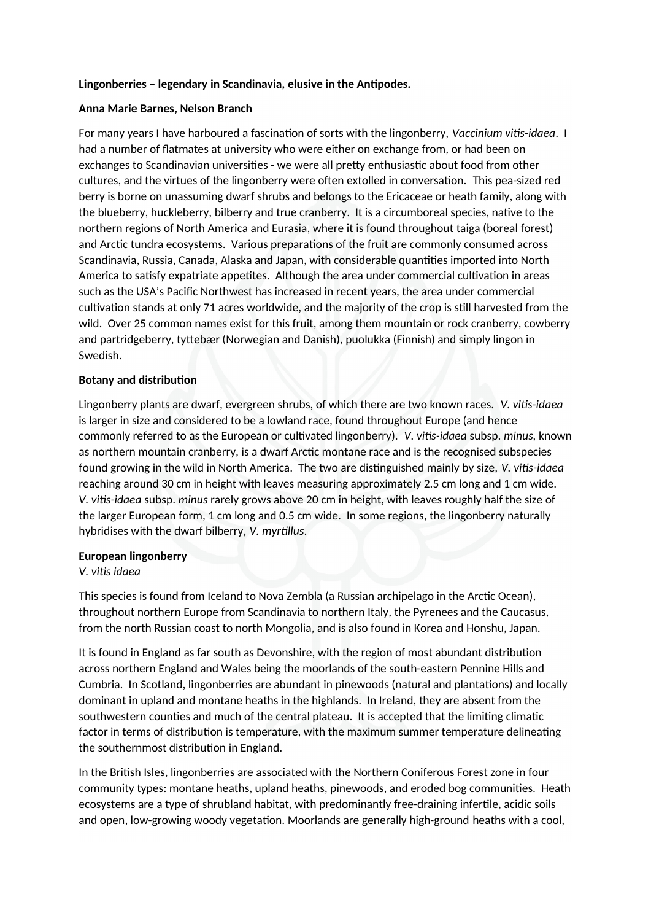**Lingonberries – legendary in Scandinavia, elusive in the Antipodes.**

**Anna Marie Barnes, Nelson Branch**

For many years I have harboured a fascination of sorts with the lingonberry, *Vaccinium vitis-idaea*. I had a number of flatmates at university who were either on exchange from, or had been on exchanges to Scandinavian universities - we were all pretty enthusiastic about food from other cultures, and the virtues of the lingonberry were often extolled in conversation. This pea-sized red berry is borne on unassuming dwarf shrubs and belongs to the Ericaceae or heath family, along with the blueberry, huckleberry, bilberry and true cranberry. It is a circumboreal species, native to the northern regions of North America and Eurasia, where it is found throughout taiga (boreal forest) and Arctic tundra ecosystems. Various preparations of the fruit are commonly consumed across Scandinavia, Russia, Canada, Alaska and Japan, with considerable quantities imported into North America to satisfy expatriate appetites. Although the area under commercial cultivation in areas such as the USA's Pacific Northwest has increased in recent years, the area under commercial cultivation stands at only 71 acres worldwide, and the majority of the crop is still harvested from the wild. Over 25 common names exist for this fruit, among them mountain or rock cranberry, cowberry and partridgeberry, tyttebær (Norwegian and Danish), puolukka (Finnish) and simply lingon in Swedish.

**Botany and distribution**

Lingonberry plants are dwarf, evergreen shrubs, of which there are two known races. *V. vitis-idaea* is larger in size and considered to be a lowland race, found throughout Europe (and hence commonly referred to as the European or cultivated lingonberry). *V. vitis-idaea* subsp. *minus*, known as northern mountain cranberry, is a dwarf Arctic montane race and is the recognised subspecies found growing in the wild in North America. The two are distinguished mainly by size, *V. vitis-idaea* reaching around 30 cm in height with leaves measuring approximately 2.5 cm long and 1 cm wide. *V. vitis-idaea* subsp. *minus* rarely grows above 20 cm in height, with leaves roughly half the size of the larger European form, 1 cm long and 0.5 cm wide. In some regions, the lingonberry naturally hybridises with the dwarf bilberry, *V. myrtillus*.

**European lingonberry**
*V. vitis idaea*

This species is found from Iceland to Nova Zembla (a Russian archipelago in the Arctic Ocean), throughout northern Europe from Scandinavia to northern Italy, the Pyrenees and the Caucasus, from the north Russian coast to north Mongolia, and is also found in Korea and Honshu, Japan.

It is found in England as far south as Devonshire, with the region of most abundant distribution across northern England and Wales being the moorlands of the south-eastern Pennine Hills and Cumbria. In Scotland, lingonberries are abundant in pinewoods (natural and plantations) and locally dominant in upland and montane heaths in the highlands. In Ireland, they are absent from the southwestern counties and much of the central plateau. It is accepted that the limiting climatic factor in terms of distribution is temperature, with the maximum summer temperature delineating the southernmost distribution in England.

In the British Isles, lingonberries are associated with the Northern Coniferous Forest zone in four community types: montane heaths, upland heaths, pinewoods, and eroded bog communities. Heath ecosystems are a type of shrubland habitat, with predominantly free-draining infertile, acidic soils and open, low-growing woody vegetation. Moorlands are generally high-ground heaths with a cool,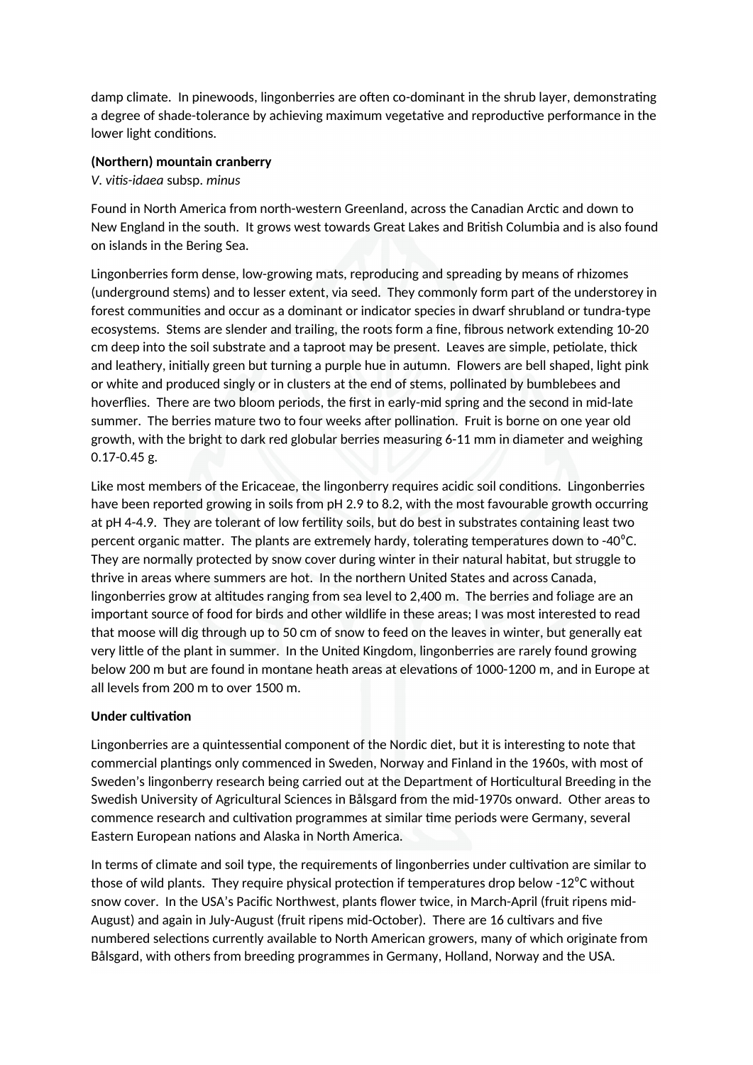damp climate.  In pinewoods, lingonberries are often co-dominant in the shrub layer, demonstrating a degree of shade-tolerance by achieving maximum vegetative and reproductive performance in the lower light conditions.

**(Northern) mountain cranberry**
*V. vitis-idaea* subsp. *minus*

Found in North America from north-western Greenland, across the Canadian Arctic and down to New England in the south.  It grows west towards Great Lakes and British Columbia and is also found on islands in the Bering Sea.

Lingonberries form dense, low-growing mats, reproducing and spreading by means of rhizomes (underground stems) and to lesser extent, via seed.  They commonly form part of the understorey in forest communities and occur as a dominant or indicator species in dwarf shrubland or tundra-type ecosystems.  Stems are slender and trailing, the roots form a fine, fibrous network extending 10-20 cm deep into the soil substrate and a taproot may be present.  Leaves are simple, petiolate, thick and leathery, initially green but turning a purple hue in autumn.  Flowers are bell shaped, light pink or white and produced singly or in clusters at the end of stems, pollinated by bumblebees and hoverflies.  There are two bloom periods, the first in early-mid spring and the second in mid-late summer.  The berries mature two to four weeks after pollination.  Fruit is borne on one year old growth, with the bright to dark red globular berries measuring 6-11 mm in diameter and weighing 0.17-0.45 g.

Like most members of the Ericaceae, the lingonberry requires acidic soil conditions.  Lingonberries have been reported growing in soils from pH 2.9 to 8.2, with the most favourable growth occurring at pH 4-4.9.  They are tolerant of low fertility soils, but do best in substrates containing least two percent organic matter.  The plants are extremely hardy, tolerating temperatures down to -40°C.  They are normally protected by snow cover during winter in their natural habitat, but struggle to thrive in areas where summers are hot.  In the northern United States and across Canada, lingonberries grow at altitudes ranging from sea level to 2,400 m.  The berries and foliage are an important source of food for birds and other wildlife in these areas; I was most interested to read that moose will dig through up to 50 cm of snow to feed on the leaves in winter, but generally eat very little of the plant in summer.  In the United Kingdom, lingonberries are rarely found growing below 200 m but are found in montane heath areas at elevations of 1000-1200 m, and in Europe at all levels from 200 m to over 1500 m.

**Under cultivation**

Lingonberries are a quintessential component of the Nordic diet, but it is interesting to note that commercial plantings only commenced in Sweden, Norway and Finland in the 1960s, with most of Sweden's lingonberry research being carried out at the Department of Horticultural Breeding in the Swedish University of Agricultural Sciences in Bålsgard from the mid-1970s onward.  Other areas to commence research and cultivation programmes at similar time periods were Germany, several Eastern European nations and Alaska in North America.

In terms of climate and soil type, the requirements of lingonberries under cultivation are similar to those of wild plants.  They require physical protection if temperatures drop below -12°C without snow cover.  In the USA's Pacific Northwest, plants flower twice, in March-April (fruit ripens mid-August) and again in July-August (fruit ripens mid-October).  There are 16 cultivars and five numbered selections currently available to North American growers, many of which originate from Bålsgard, with others from breeding programmes in Germany, Holland, Norway and the USA.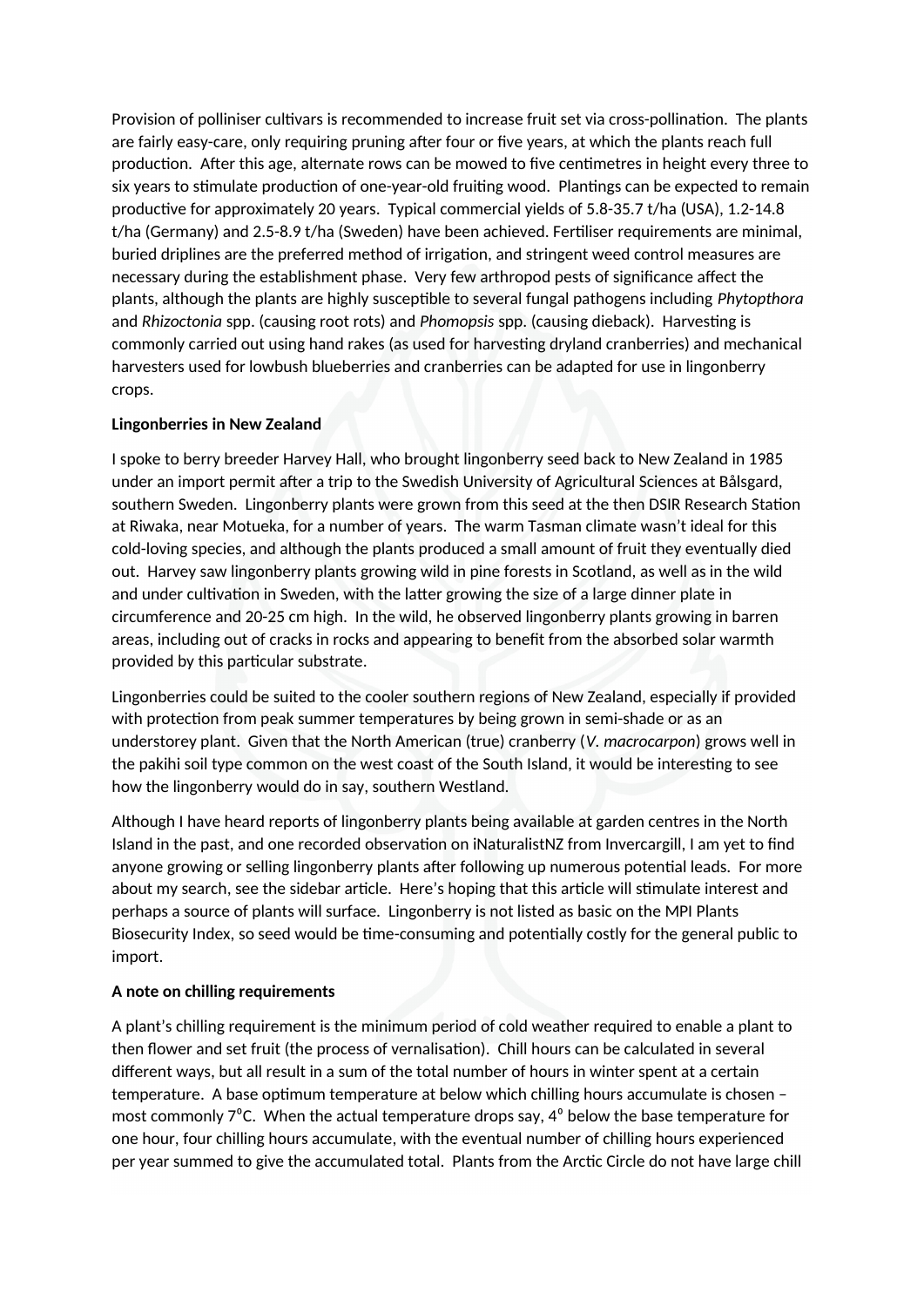Provision of polliniser cultivars is recommended to increase fruit set via cross-pollination. The plants are fairly easy-care, only requiring pruning after four or five years, at which the plants reach full production. After this age, alternate rows can be mowed to five centimetres in height every three to six years to stimulate production of one-year-old fruiting wood. Plantings can be expected to remain productive for approximately 20 years. Typical commercial yields of 5.8-35.7 t/ha (USA), 1.2-14.8 t/ha (Germany) and 2.5-8.9 t/ha (Sweden) have been achieved. Fertiliser requirements are minimal, buried driplines are the preferred method of irrigation, and stringent weed control measures are necessary during the establishment phase. Very few arthropod pests of significance affect the plants, although the plants are highly susceptible to several fungal pathogens including *Phytopthora* and *Rhizoctonia* spp. (causing root rots) and *Phomopsis* spp. (causing dieback). Harvesting is commonly carried out using hand rakes (as used for harvesting dryland cranberries) and mechanical harvesters used for lowbush blueberries and cranberries can be adapted for use in lingonberry crops.

**Lingonberries in New Zealand**

I spoke to berry breeder Harvey Hall, who brought lingonberry seed back to New Zealand in 1985 under an import permit after a trip to the Swedish University of Agricultural Sciences at Bålsgard, southern Sweden. Lingonberry plants were grown from this seed at the then DSIR Research Station at Riwaka, near Motueka, for a number of years. The warm Tasman climate wasn't ideal for this cold-loving species, and although the plants produced a small amount of fruit they eventually died out. Harvey saw lingonberry plants growing wild in pine forests in Scotland, as well as in the wild and under cultivation in Sweden, with the latter growing the size of a large dinner plate in circumference and 20-25 cm high. In the wild, he observed lingonberry plants growing in barren areas, including out of cracks in rocks and appearing to benefit from the absorbed solar warmth provided by this particular substrate.

Lingonberries could be suited to the cooler southern regions of New Zealand, especially if provided with protection from peak summer temperatures by being grown in semi-shade or as an understorey plant. Given that the North American (true) cranberry (*V. macrocarpon*) grows well in the pakihi soil type common on the west coast of the South Island, it would be interesting to see how the lingonberry would do in say, southern Westland.

Although I have heard reports of lingonberry plants being available at garden centres in the North Island in the past, and one recorded observation on iNaturalistNZ from Invercargill, I am yet to find anyone growing or selling lingonberry plants after following up numerous potential leads. For more about my search, see the sidebar article. Here's hoping that this article will stimulate interest and perhaps a source of plants will surface. Lingonberry is not listed as basic on the MPI Plants Biosecurity Index, so seed would be time-consuming and potentially costly for the general public to import.

**A note on chilling requirements**

A plant's chilling requirement is the minimum period of cold weather required to enable a plant to then flower and set fruit (the process of vernalisation). Chill hours can be calculated in several different ways, but all result in a sum of the total number of hours in winter spent at a certain temperature. A base optimum temperature at below which chilling hours accumulate is chosen – most commonly 7°C. When the actual temperature drops say, 4° below the base temperature for one hour, four chilling hours accumulate, with the eventual number of chilling hours experienced per year summed to give the accumulated total. Plants from the Arctic Circle do not have large chill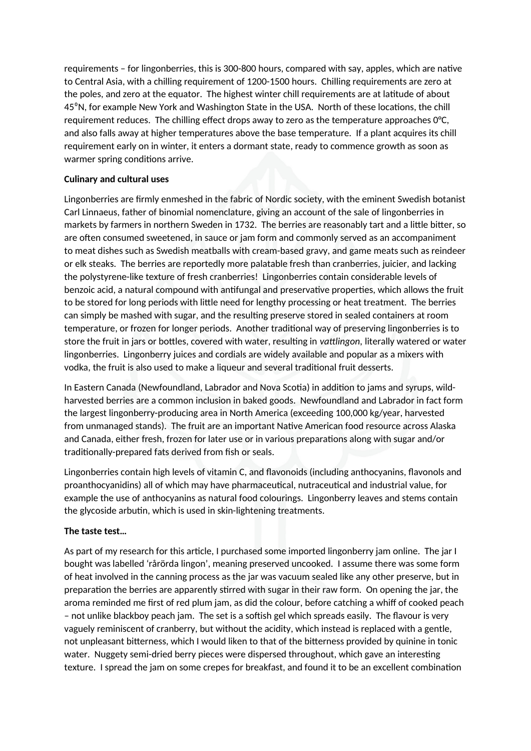requirements – for lingonberries, this is 300-800 hours, compared with say, apples, which are native to Central Asia, with a chilling requirement of 1200-1500 hours. Chilling requirements are zero at the poles, and zero at the equator. The highest winter chill requirements are at latitude of about 45°N, for example New York and Washington State in the USA. North of these locations, the chill requirement reduces. The chilling effect drops away to zero as the temperature approaches 0°C, and also falls away at higher temperatures above the base temperature. If a plant acquires its chill requirement early on in winter, it enters a dormant state, ready to commence growth as soon as warmer spring conditions arrive.

**Culinary and cultural uses**

Lingonberries are firmly enmeshed in the fabric of Nordic society, with the eminent Swedish botanist Carl Linnaeus, father of binomial nomenclature, giving an account of the sale of lingonberries in markets by farmers in northern Sweden in 1732. The berries are reasonably tart and a little bitter, so are often consumed sweetened, in sauce or jam form and commonly served as an accompaniment to meat dishes such as Swedish meatballs with cream-based gravy, and game meats such as reindeer or elk steaks. The berries are reportedly more palatable fresh than cranberries, juicier, and lacking the polystyrene-like texture of fresh cranberries! Lingonberries contain considerable levels of benzoic acid, a natural compound with antifungal and preservative properties, which allows the fruit to be stored for long periods with little need for lengthy processing or heat treatment. The berries can simply be mashed with sugar, and the resulting preserve stored in sealed containers at room temperature, or frozen for longer periods. Another traditional way of preserving lingonberries is to store the fruit in jars or bottles, covered with water, resulting in *vattlingon*, literally watered or water lingonberries. Lingonberry juices and cordials are widely available and popular as a mixers with vodka, the fruit is also used to make a liqueur and several traditional fruit desserts.

In Eastern Canada (Newfoundland, Labrador and Nova Scotia) in addition to jams and syrups, wild-harvested berries are a common inclusion in baked goods. Newfoundland and Labrador in fact form the largest lingonberry-producing area in North America (exceeding 100,000 kg/year, harvested from unmanaged stands). The fruit are an important Native American food resource across Alaska and Canada, either fresh, frozen for later use or in various preparations along with sugar and/or traditionally-prepared fats derived from fish or seals.

Lingonberries contain high levels of vitamin C, and flavonoids (including anthocyanins, flavonols and proanthocyanidins) all of which may have pharmaceutical, nutraceutical and industrial value, for example the use of anthocyanins as natural food colourings. Lingonberry leaves and stems contain the glycoside arbutin, which is used in skin-lightening treatments.

**The taste test…**

As part of my research for this article, I purchased some imported lingonberry jam online. The jar I bought was labelled 'rårörda lingon', meaning preserved uncooked. I assume there was some form of heat involved in the canning process as the jar was vacuum sealed like any other preserve, but in preparation the berries are apparently stirred with sugar in their raw form. On opening the jar, the aroma reminded me first of red plum jam, as did the colour, before catching a whiff of cooked peach – not unlike blackboy peach jam. The set is a softish gel which spreads easily. The flavour is very vaguely reminiscent of cranberry, but without the acidity, which instead is replaced with a gentle, not unpleasant bitterness, which I would liken to that of the bitterness provided by quinine in tonic water. Nuggety semi-dried berry pieces were dispersed throughout, which gave an interesting texture. I spread the jam on some crepes for breakfast, and found it to be an excellent combination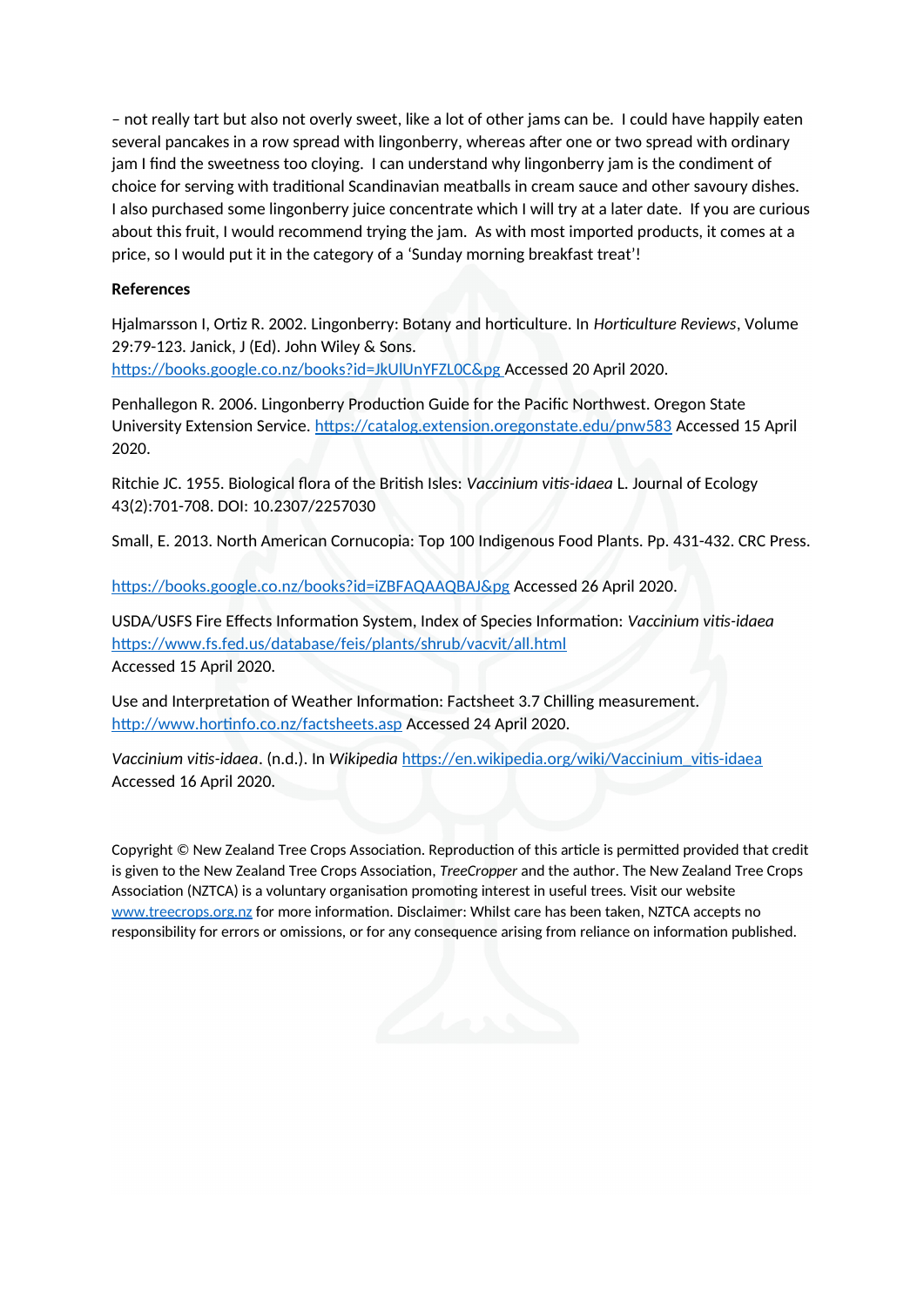– not really tart but also not overly sweet, like a lot of other jams can be. I could have happily eaten several pancakes in a row spread with lingonberry, whereas after one or two spread with ordinary jam I find the sweetness too cloying. I can understand why lingonberry jam is the condiment of choice for serving with traditional Scandinavian meatballs in cream sauce and other savoury dishes. I also purchased some lingonberry juice concentrate which I will try at a later date. If you are curious about this fruit, I would recommend trying the jam. As with most imported products, it comes at a price, so I would put it in the category of a 'Sunday morning breakfast treat'!

**References**

Hjalmarsson I, Ortiz R. 2002. Lingonberry: Botany and horticulture. In *Horticulture Reviews*, Volume 29:79-123. Janick, J (Ed). John Wiley & Sons. https://books.google.co.nz/books?id=JkUlUnYFZL0C&pg Accessed 20 April 2020.

Penhallegon R. 2006. Lingonberry Production Guide for the Pacific Northwest. Oregon State University Extension Service. https://catalog.extension.oregonstate.edu/pnw583 Accessed 15 April 2020.

Ritchie JC. 1955. Biological flora of the British Isles: *Vaccinium vitis-idaea* L. Journal of Ecology 43(2):701-708. DOI: 10.2307/2257030

Small, E. 2013. North American Cornucopia: Top 100 Indigenous Food Plants. Pp. 431-432. CRC Press.

https://books.google.co.nz/books?id=iZBFAQAAQBAJ&pg Accessed 26 April 2020.

USDA/USFS Fire Effects Information System, Index of Species Information: *Vaccinium vitis-idaea* https://www.fs.fed.us/database/feis/plants/shrub/vacvit/all.html Accessed 15 April 2020.

Use and Interpretation of Weather Information: Factsheet 3.7 Chilling measurement. http://www.hortinfo.co.nz/factsheets.asp Accessed 24 April 2020.

*Vaccinium vitis-idaea*. (n.d.). In *Wikipedia* https://en.wikipedia.org/wiki/Vaccinium_vitis-idaea Accessed 16 April 2020.

Copyright © New Zealand Tree Crops Association. Reproduction of this article is permitted provided that credit is given to the New Zealand Tree Crops Association, *TreeCropper* and the author. The New Zealand Tree Crops Association (NZTCA) is a voluntary organisation promoting interest in useful trees. Visit our website www.treecrops.org.nz for more information. Disclaimer: Whilst care has been taken, NZTCA accepts no responsibility for errors or omissions, or for any consequence arising from reliance on information published.